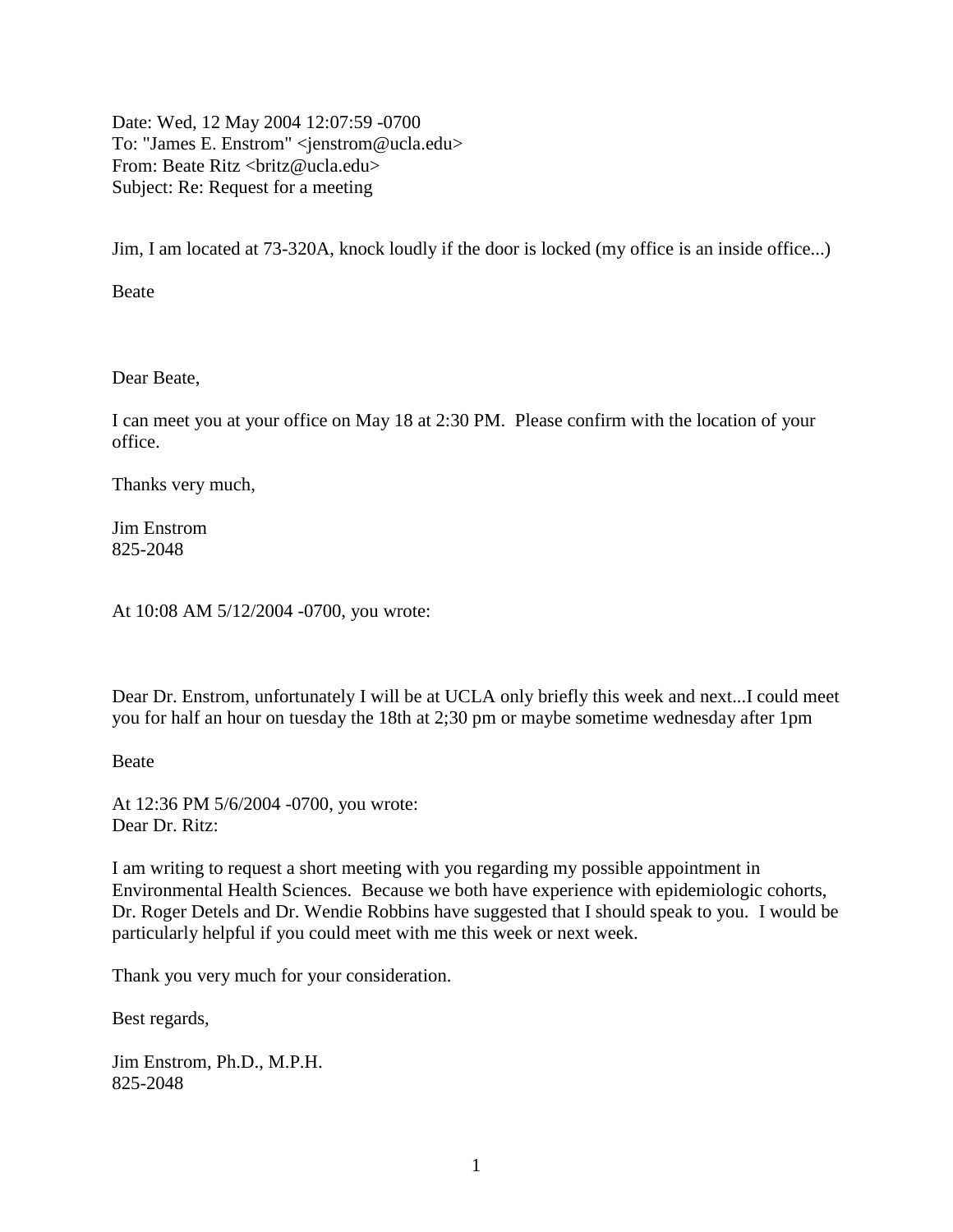Date: Wed, 12 May 2004 12:07:59 -0700
To: "James E. Enstrom" <jenstrom@ucla.edu>
From: Beate Ritz <britz@ucla.edu>
Subject: Re: Request for a meeting

Jim, I am located at 73-320A, knock loudly if the door is locked (my office is an inside office...)

Beate

Dear Beate,

I can meet you at your office on May 18 at 2:30 PM. Please confirm with the location of your office.

Thanks very much,

Jim Enstrom
825-2048

At 10:08 AM 5/12/2004 -0700, you wrote:

Dear Dr. Enstrom, unfortunately I will be at UCLA only briefly this week and next...I could meet you for half an hour on tuesday the 18th at 2;30 pm or maybe sometime wednesday after 1pm

Beate

At 12:36 PM 5/6/2004 -0700, you wrote:
Dear Dr. Ritz:

I am writing to request a short meeting with you regarding my possible appointment in Environmental Health Sciences. Because we both have experience with epidemiologic cohorts, Dr. Roger Detels and Dr. Wendie Robbins have suggested that I should speak to you. I would be particularly helpful if you could meet with me this week or next week.

Thank you very much for your consideration.

Best regards,

Jim Enstrom, Ph.D., M.P.H.
825-2048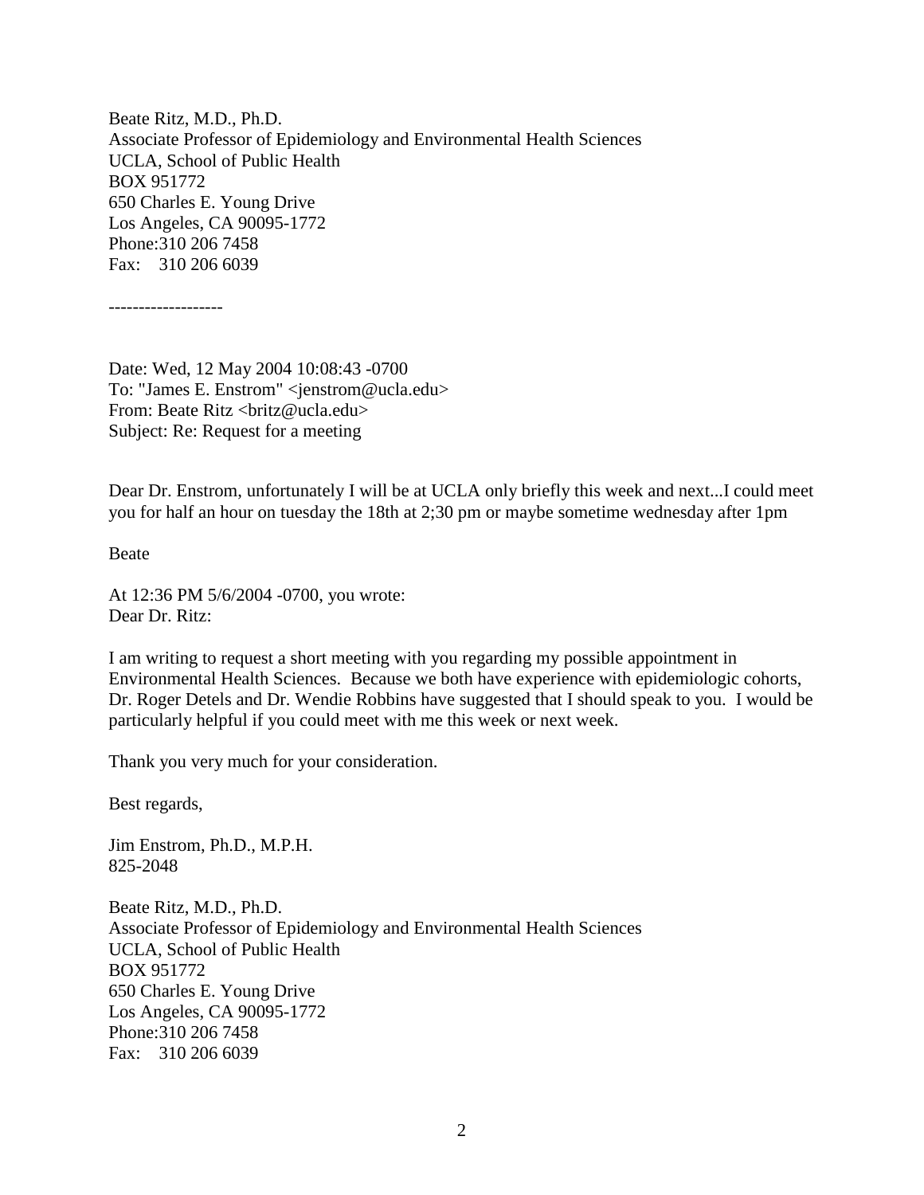Beate Ritz, M.D., Ph.D.
Associate Professor of Epidemiology and Environmental Health Sciences
UCLA, School of Public Health
BOX 951772
650 Charles E. Young Drive
Los Angeles, CA 90095-1772
Phone:310 206 7458
Fax: 310 206 6039

-------------------

Date: Wed, 12 May 2004 10:08:43 -0700
To: "James E. Enstrom" <jenstrom@ucla.edu>
From: Beate Ritz <britz@ucla.edu>
Subject: Re: Request for a meeting

Dear Dr. Enstrom, unfortunately I will be at UCLA only briefly this week and next...I could meet you for half an hour on tuesday the 18th at 2;30 pm or maybe sometime wednesday after 1pm

Beate

At 12:36 PM 5/6/2004 -0700, you wrote:
Dear Dr. Ritz:

I am writing to request a short meeting with you regarding my possible appointment in Environmental Health Sciences. Because we both have experience with epidemiologic cohorts, Dr. Roger Detels and Dr. Wendie Robbins have suggested that I should speak to you. I would be particularly helpful if you could meet with me this week or next week.

Thank you very much for your consideration.

Best regards,

Jim Enstrom, Ph.D., M.P.H.
825-2048

Beate Ritz, M.D., Ph.D.
Associate Professor of Epidemiology and Environmental Health Sciences
UCLA, School of Public Health
BOX 951772
650 Charles E. Young Drive
Los Angeles, CA 90095-1772
Phone:310 206 7458
Fax: 310 206 6039